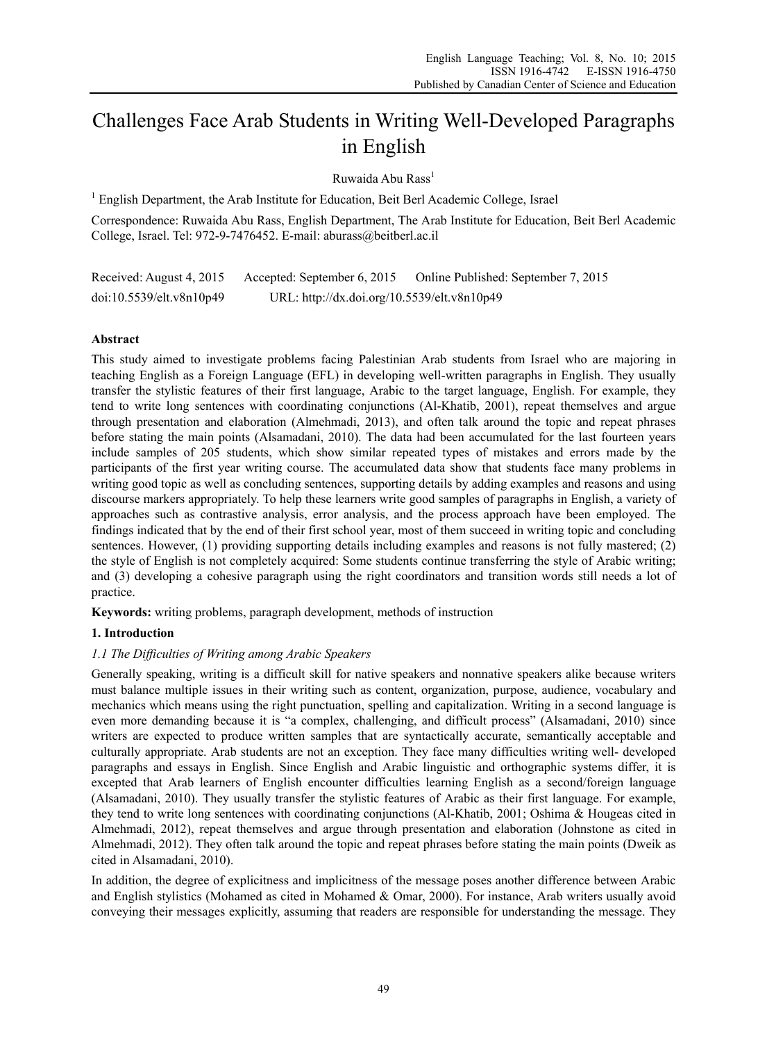# Challenges Face Arab Students in Writing Well-Developed Paragraphs in English

Ruwaida Abu Rass[1]

[1] English Department, the Arab Institute for Education, Beit Berl Academic College, Israel

Correspondence: Ruwaida Abu Rass, English Department, The Arab Institute for Education, Beit Berl Academic College, Israel. Tel: 972-9-7476452. E-mail: aburass@beitberl.ac.il

Received: August 4, 2015 Accepted: September 6, 2015 Online Published: September 7, 2015

doi:10.5539/elt.v8n10p49 URL: http://dx.doi.org/10.5539/elt.v8n10p49

## Abstract

This study aimed to investigate problems facing Palestinian Arab students from Israel who are majoring in teaching English as a Foreign Language (EFL) in developing well-written paragraphs in English. They usually transfer the stylistic features of their first language, Arabic to the target language, English. For example, they tend to write long sentences with coordinating conjunctions (Al-Khatib, 2001), repeat themselves and argue through presentation and elaboration (Almehmadi, 2013), and often talk around the topic and repeat phrases before stating the main points (Alsamadani, 2010). The data had been accumulated for the last fourteen years include samples of 205 students, which show similar repeated types of mistakes and errors made by the participants of the first year writing course. The accumulated data show that students face many problems in writing good topic as well as concluding sentences, supporting details by adding examples and reasons and using discourse markers appropriately. To help these learners write good samples of paragraphs in English, a variety of approaches such as contrastive analysis, error analysis, and the process approach have been employed. The findings indicated that by the end of their first school year, most of them succeed in writing topic and concluding sentences. However, (1) providing supporting details including examples and reasons is not fully mastered; (2) the style of English is not completely acquired: Some students continue transferring the style of Arabic writing; and (3) developing a cohesive paragraph using the right coordinators and transition words still needs a lot of practice.

**Keywords:** writing problems, paragraph development, methods of instruction

## 1. Introduction

### *1.1 The Difficulties of Writing among Arabic Speakers*

Generally speaking, writing is a difficult skill for native speakers and nonnative speakers alike because writers must balance multiple issues in their writing such as content, organization, purpose, audience, vocabulary and mechanics which means using the right punctuation, spelling and capitalization. Writing in a second language is even more demanding because it is "a complex, challenging, and difficult process" (Alsamadani, 2010) since writers are expected to produce written samples that are syntactically accurate, semantically acceptable and culturally appropriate. Arab students are not an exception. They face many difficulties writing well- developed paragraphs and essays in English. Since English and Arabic linguistic and orthographic systems differ, it is excepted that Arab learners of English encounter difficulties learning English as a second/foreign language (Alsamadani, 2010). They usually transfer the stylistic features of Arabic as their first language. For example, they tend to write long sentences with coordinating conjunctions (Al-Khatib, 2001; Oshima & Hougeas cited in Almehmadi, 2012), repeat themselves and argue through presentation and elaboration (Johnstone as cited in Almehmadi, 2012). They often talk around the topic and repeat phrases before stating the main points (Dweik as cited in Alsamadani, 2010).

In addition, the degree of explicitness and implicitness of the message poses another difference between Arabic and English stylistics (Mohamed as cited in Mohamed & Omar, 2000). For instance, Arab writers usually avoid conveying their messages explicitly, assuming that readers are responsible for understanding the message. They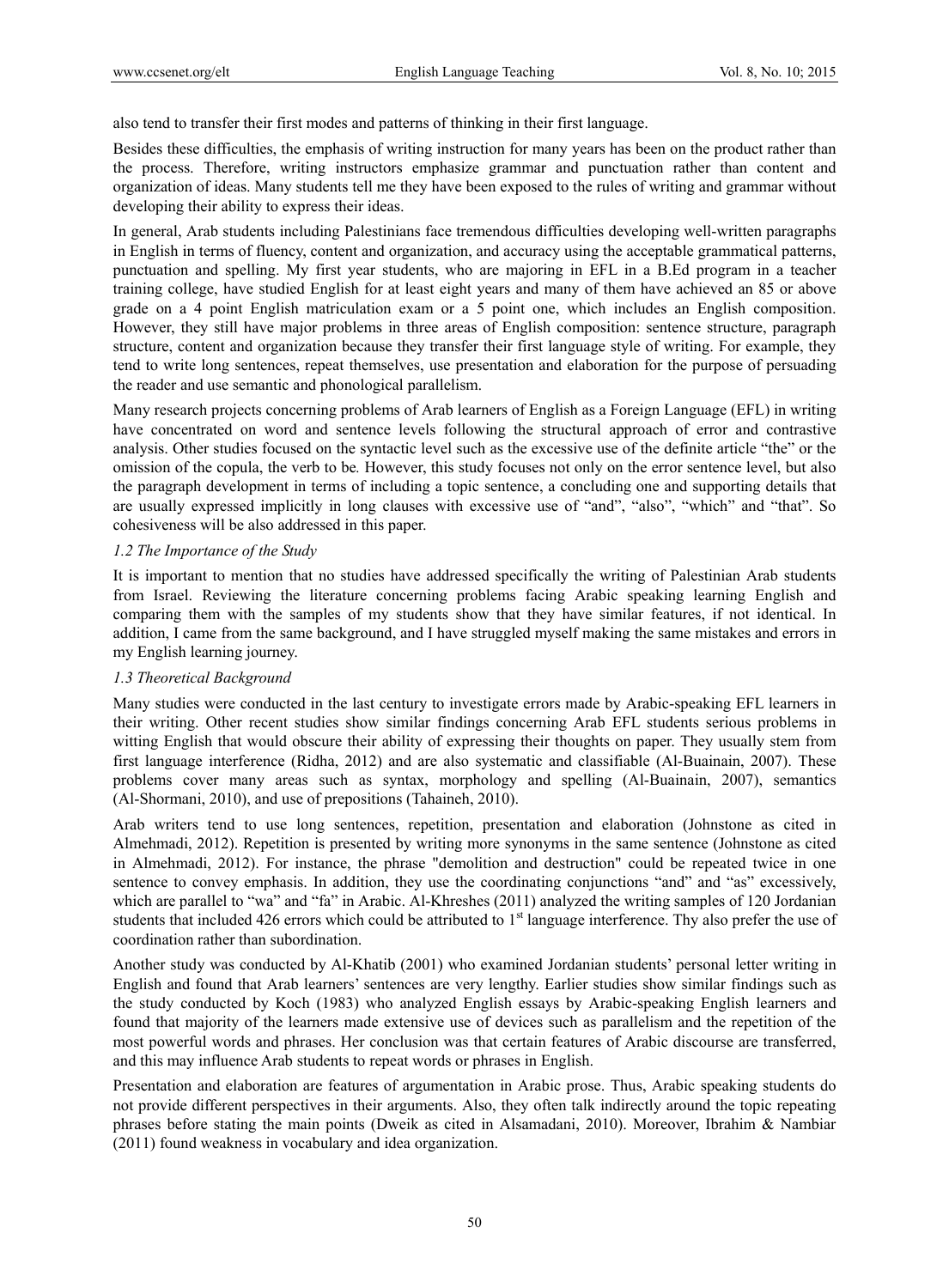also tend to transfer their first modes and patterns of thinking in their first language.

Besides these difficulties, the emphasis of writing instruction for many years has been on the product rather than the process. Therefore, writing instructors emphasize grammar and punctuation rather than content and organization of ideas. Many students tell me they have been exposed to the rules of writing and grammar without developing their ability to express their ideas.

In general, Arab students including Palestinians face tremendous difficulties developing well-written paragraphs in English in terms of fluency, content and organization, and accuracy using the acceptable grammatical patterns, punctuation and spelling. My first year students, who are majoring in EFL in a B.Ed program in a teacher training college, have studied English for at least eight years and many of them have achieved an 85 or above grade on a 4 point English matriculation exam or a 5 point one, which includes an English composition. However, they still have major problems in three areas of English composition: sentence structure, paragraph structure, content and organization because they transfer their first language style of writing. For example, they tend to write long sentences, repeat themselves, use presentation and elaboration for the purpose of persuading the reader and use semantic and phonological parallelism.

Many research projects concerning problems of Arab learners of English as a Foreign Language (EFL) in writing have concentrated on word and sentence levels following the structural approach of error and contrastive analysis. Other studies focused on the syntactic level such as the excessive use of the definite article "the" or the omission of the copula, the verb to be*.* However, this study focuses not only on the error sentence level, but also the paragraph development in terms of including a topic sentence, a concluding one and supporting details that are usually expressed implicitly in long clauses with excessive use of "and", "also", "which" and "that". So cohesiveness will be also addressed in this paper.

### *1.2 The Importance of the Study*

It is important to mention that no studies have addressed specifically the writing of Palestinian Arab students from Israel. Reviewing the literature concerning problems facing Arabic speaking learning English and comparing them with the samples of my students show that they have similar features, if not identical. In addition, I came from the same background, and I have struggled myself making the same mistakes and errors in my English learning journey.

### *1.3 Theoretical Background*

Many studies were conducted in the last century to investigate errors made by Arabic-speaking EFL learners in their writing. Other recent studies show similar findings concerning Arab EFL students serious problems in witting English that would obscure their ability of expressing their thoughts on paper. They usually stem from first language interference (Ridha, 2012) and are also systematic and classifiable (Al-Buainain, 2007). These problems cover many areas such as syntax, morphology and spelling (Al-Buainain, 2007), semantics (Al-Shormani, 2010), and use of prepositions (Tahaineh, 2010).

Arab writers tend to use long sentences, repetition, presentation and elaboration (Johnstone as cited in Almehmadi, 2012). Repetition is presented by writing more synonyms in the same sentence (Johnstone as cited in Almehmadi, 2012). For instance, the phrase "demolition and destruction" could be repeated twice in one sentence to convey emphasis. In addition, they use the coordinating conjunctions "and" and "as" excessively, which are parallel to "wa" and "fa" in Arabic. Al-Khreshes (2011) analyzed the writing samples of 120 Jordanian students that included 426 errors which could be attributed to 1st language interference. Thy also prefer the use of coordination rather than subordination.

Another study was conducted by Al-Khatib (2001) who examined Jordanian students' personal letter writing in English and found that Arab learners' sentences are very lengthy. Earlier studies show similar findings such as the study conducted by Koch (1983) who analyzed English essays by Arabic-speaking English learners and found that majority of the learners made extensive use of devices such as parallelism and the repetition of the most powerful words and phrases. Her conclusion was that certain features of Arabic discourse are transferred, and this may influence Arab students to repeat words or phrases in English.

Presentation and elaboration are features of argumentation in Arabic prose. Thus, Arabic speaking students do not provide different perspectives in their arguments. Also, they often talk indirectly around the topic repeating phrases before stating the main points (Dweik as cited in Alsamadani, 2010). Moreover, Ibrahim & Nambiar (2011) found weakness in vocabulary and idea organization.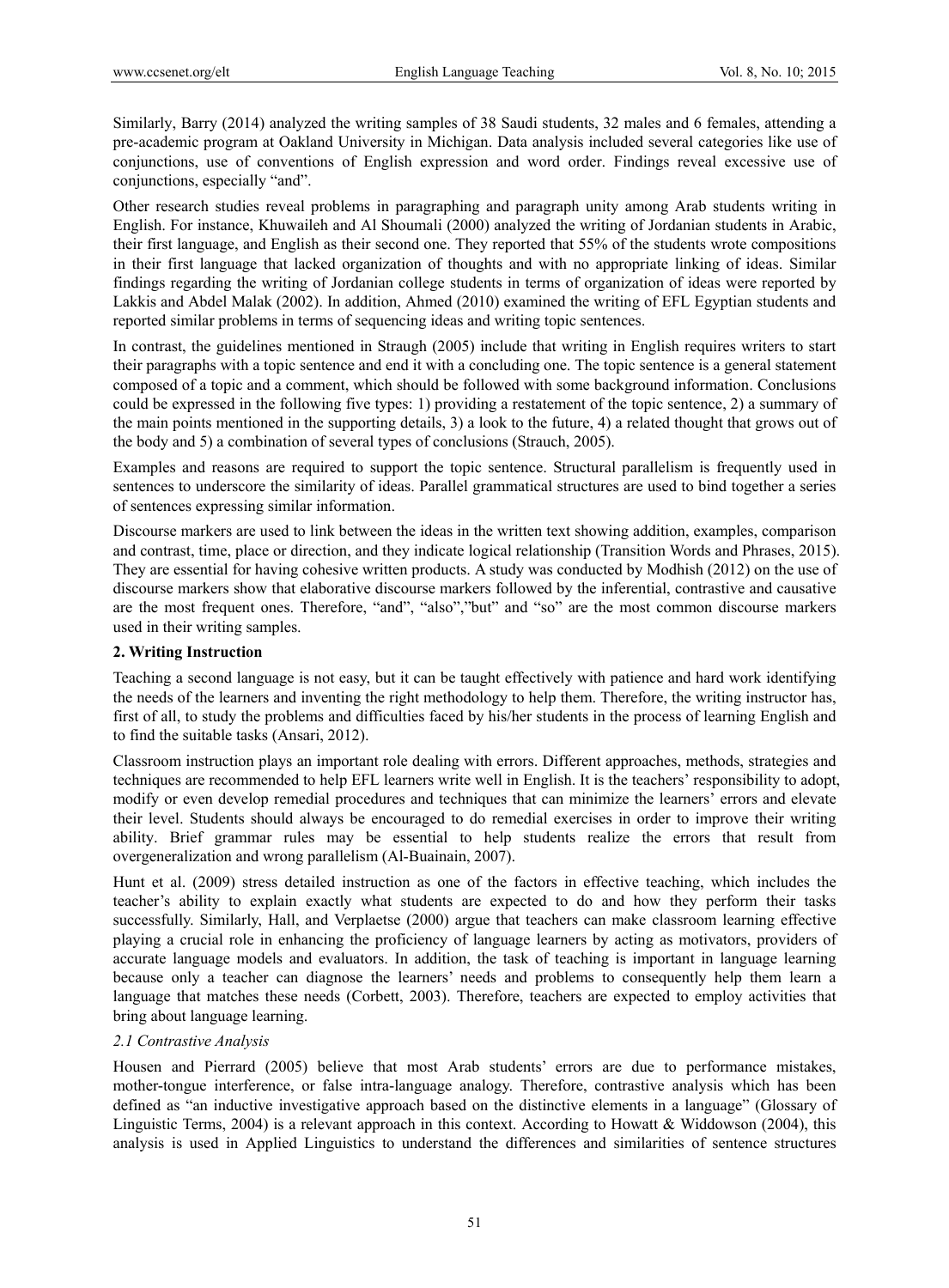Similarly, Barry (2014) analyzed the writing samples of 38 Saudi students, 32 males and 6 females, attending a pre-academic program at Oakland University in Michigan. Data analysis included several categories like use of conjunctions, use of conventions of English expression and word order. Findings reveal excessive use of conjunctions, especially "and".

Other research studies reveal problems in paragraphing and paragraph unity among Arab students writing in English. For instance, Khuwaileh and Al Shoumali (2000) analyzed the writing of Jordanian students in Arabic, their first language, and English as their second one. They reported that 55% of the students wrote compositions in their first language that lacked organization of thoughts and with no appropriate linking of ideas. Similar findings regarding the writing of Jordanian college students in terms of organization of ideas were reported by Lakkis and Abdel Malak (2002). In addition, Ahmed (2010) examined the writing of EFL Egyptian students and reported similar problems in terms of sequencing ideas and writing topic sentences.

In contrast, the guidelines mentioned in Straugh (2005) include that writing in English requires writers to start their paragraphs with a topic sentence and end it with a concluding one. The topic sentence is a general statement composed of a topic and a comment, which should be followed with some background information. Conclusions could be expressed in the following five types: 1) providing a restatement of the topic sentence, 2) a summary of the main points mentioned in the supporting details, 3) a look to the future, 4) a related thought that grows out of the body and 5) a combination of several types of conclusions (Strauch, 2005).

Examples and reasons are required to support the topic sentence. Structural parallelism is frequently used in sentences to underscore the similarity of ideas. Parallel grammatical structures are used to bind together a series of sentences expressing similar information.

Discourse markers are used to link between the ideas in the written text showing addition, examples, comparison and contrast, time, place or direction, and they indicate logical relationship (Transition Words and Phrases, 2015). They are essential for having cohesive written products. A study was conducted by Modhish (2012) on the use of discourse markers show that elaborative discourse markers followed by the inferential, contrastive and causative are the most frequent ones. Therefore, "and", "also","but" and "so" are the most common discourse markers used in their writing samples.

## 2. Writing Instruction

Teaching a second language is not easy, but it can be taught effectively with patience and hard work identifying the needs of the learners and inventing the right methodology to help them. Therefore, the writing instructor has, first of all, to study the problems and difficulties faced by his/her students in the process of learning English and to find the suitable tasks (Ansari, 2012).

Classroom instruction plays an important role dealing with errors. Different approaches, methods, strategies and techniques are recommended to help EFL learners write well in English. It is the teachers' responsibility to adopt, modify or even develop remedial procedures and techniques that can minimize the learners' errors and elevate their level. Students should always be encouraged to do remedial exercises in order to improve their writing ability. Brief grammar rules may be essential to help students realize the errors that result from overgeneralization and wrong parallelism (Al-Buainain, 2007).

Hunt et al. (2009) stress detailed instruction as one of the factors in effective teaching, which includes the teacher's ability to explain exactly what students are expected to do and how they perform their tasks successfully. Similarly, Hall, and Verplaetse (2000) argue that teachers can make classroom learning effective playing a crucial role in enhancing the proficiency of language learners by acting as motivators, providers of accurate language models and evaluators. In addition, the task of teaching is important in language learning because only a teacher can diagnose the learners' needs and problems to consequently help them learn a language that matches these needs (Corbett, 2003). Therefore, teachers are expected to employ activities that bring about language learning.

### *2.1 Contrastive Analysis*

Housen and Pierrard (2005) believe that most Arab students' errors are due to performance mistakes, mother-tongue interference, or false intra-language analogy. Therefore, contrastive analysis which has been defined as "an inductive investigative approach based on the distinctive elements in a language" (Glossary of Linguistic Terms, 2004) is a relevant approach in this context. According to Howatt & Widdowson (2004), this analysis is used in Applied Linguistics to understand the differences and similarities of sentence structures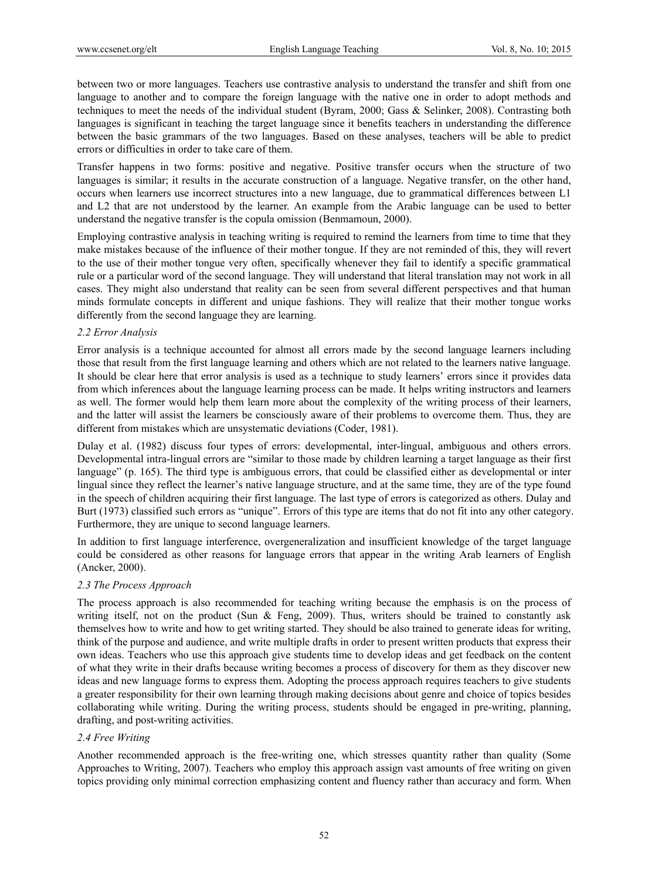between two or more languages. Teachers use contrastive analysis to understand the transfer and shift from one language to another and to compare the foreign language with the native one in order to adopt methods and techniques to meet the needs of the individual student (Byram, 2000; Gass & Selinker, 2008). Contrasting both languages is significant in teaching the target language since it benefits teachers in understanding the difference between the basic grammars of the two languages. Based on these analyses, teachers will be able to predict errors or difficulties in order to take care of them.

Transfer happens in two forms: positive and negative. Positive transfer occurs when the structure of two languages is similar; it results in the accurate construction of a language. Negative transfer, on the other hand, occurs when learners use incorrect structures into a new language, due to grammatical differences between L1 and L2 that are not understood by the learner. An example from the Arabic language can be used to better understand the negative transfer is the copula omission (Benmamoun, 2000).

Employing contrastive analysis in teaching writing is required to remind the learners from time to time that they make mistakes because of the influence of their mother tongue. If they are not reminded of this, they will revert to the use of their mother tongue very often, specifically whenever they fail to identify a specific grammatical rule or a particular word of the second language. They will understand that literal translation may not work in all cases. They might also understand that reality can be seen from several different perspectives and that human minds formulate concepts in different and unique fashions. They will realize that their mother tongue works differently from the second language they are learning.

### *2.2 Error Analysis*

Error analysis is a technique accounted for almost all errors made by the second language learners including those that result from the first language learning and others which are not related to the learners native language. It should be clear here that error analysis is used as a technique to study learners' errors since it provides data from which inferences about the language learning process can be made. It helps writing instructors and learners as well. The former would help them learn more about the complexity of the writing process of their learners, and the latter will assist the learners be consciously aware of their problems to overcome them. Thus, they are different from mistakes which are unsystematic deviations (Coder, 1981).

Dulay et al. (1982) discuss four types of errors: developmental, inter-lingual, ambiguous and others errors. Developmental intra-lingual errors are "similar to those made by children learning a target language as their first language" (p. 165). The third type is ambiguous errors, that could be classified either as developmental or inter lingual since they reflect the learner's native language structure, and at the same time, they are of the type found in the speech of children acquiring their first language. The last type of errors is categorized as others. Dulay and Burt (1973) classified such errors as "unique". Errors of this type are items that do not fit into any other category. Furthermore, they are unique to second language learners.

In addition to first language interference, overgeneralization and insufficient knowledge of the target language could be considered as other reasons for language errors that appear in the writing Arab learners of English (Ancker, 2000).

### *2.3 The Process Approach*

The process approach is also recommended for teaching writing because the emphasis is on the process of writing itself, not on the product (Sun & Feng, 2009). Thus, writers should be trained to constantly ask themselves how to write and how to get writing started. They should be also trained to generate ideas for writing, think of the purpose and audience, and write multiple drafts in order to present written products that express their own ideas. Teachers who use this approach give students time to develop ideas and get feedback on the content of what they write in their drafts because writing becomes a process of discovery for them as they discover new ideas and new language forms to express them. Adopting the process approach requires teachers to give students a greater responsibility for their own learning through making decisions about genre and choice of topics besides collaborating while writing. During the writing process, students should be engaged in pre-writing, planning, drafting, and post-writing activities.

### *2.4 Free Writing*

Another recommended approach is the free-writing one, which stresses quantity rather than quality (Some Approaches to Writing, 2007). Teachers who employ this approach assign vast amounts of free writing on given topics providing only minimal correction emphasizing content and fluency rather than accuracy and form. When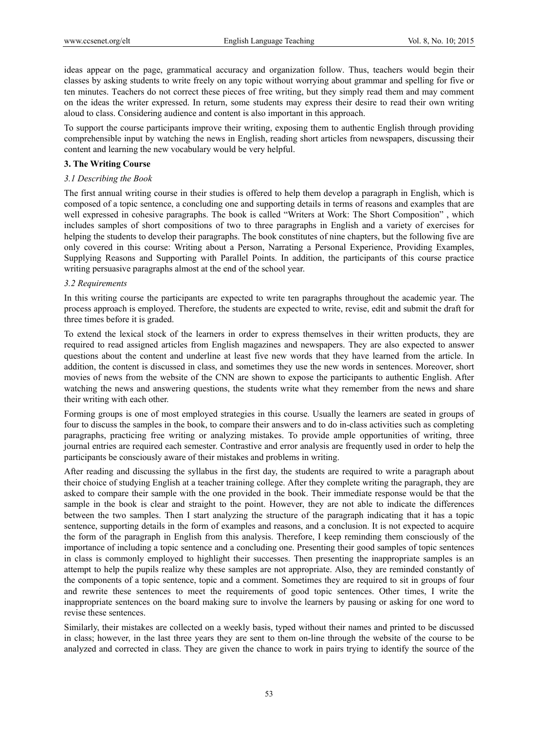ideas appear on the page, grammatical accuracy and organization follow. Thus, teachers would begin their classes by asking students to write freely on any topic without worrying about grammar and spelling for five or ten minutes. Teachers do not correct these pieces of free writing, but they simply read them and may comment on the ideas the writer expressed. In return, some students may express their desire to read their own writing aloud to class. Considering audience and content is also important in this approach.

To support the course participants improve their writing, exposing them to authentic English through providing comprehensible input by watching the news in English, reading short articles from newspapers, discussing their content and learning the new vocabulary would be very helpful.

## 3. The Writing Course

### *3.1 Describing the Book*

The first annual writing course in their studies is offered to help them develop a paragraph in English, which is composed of a topic sentence, a concluding one and supporting details in terms of reasons and examples that are well expressed in cohesive paragraphs. The book is called "Writers at Work: The Short Composition" , which includes samples of short compositions of two to three paragraphs in English and a variety of exercises for helping the students to develop their paragraphs. The book constitutes of nine chapters, but the following five are only covered in this course: Writing about a Person, Narrating a Personal Experience, Providing Examples, Supplying Reasons and Supporting with Parallel Points. In addition, the participants of this course practice writing persuasive paragraphs almost at the end of the school year.

### *3.2 Requirements*

In this writing course the participants are expected to write ten paragraphs throughout the academic year. The process approach is employed. Therefore, the students are expected to write, revise, edit and submit the draft for three times before it is graded.

To extend the lexical stock of the learners in order to express themselves in their written products, they are required to read assigned articles from English magazines and newspapers. They are also expected to answer questions about the content and underline at least five new words that they have learned from the article. In addition, the content is discussed in class, and sometimes they use the new words in sentences. Moreover, short movies of news from the website of the CNN are shown to expose the participants to authentic English. After watching the news and answering questions, the students write what they remember from the news and share their writing with each other.

Forming groups is one of most employed strategies in this course. Usually the learners are seated in groups of four to discuss the samples in the book, to compare their answers and to do in-class activities such as completing paragraphs, practicing free writing or analyzing mistakes. To provide ample opportunities of writing, three journal entries are required each semester. Contrastive and error analysis are frequently used in order to help the participants be consciously aware of their mistakes and problems in writing.

After reading and discussing the syllabus in the first day, the students are required to write a paragraph about their choice of studying English at a teacher training college. After they complete writing the paragraph, they are asked to compare their sample with the one provided in the book. Their immediate response would be that the sample in the book is clear and straight to the point. However, they are not able to indicate the differences between the two samples. Then I start analyzing the structure of the paragraph indicating that it has a topic sentence, supporting details in the form of examples and reasons, and a conclusion. It is not expected to acquire the form of the paragraph in English from this analysis. Therefore, I keep reminding them consciously of the importance of including a topic sentence and a concluding one. Presenting their good samples of topic sentences in class is commonly employed to highlight their successes. Then presenting the inappropriate samples is an attempt to help the pupils realize why these samples are not appropriate. Also, they are reminded constantly of the components of a topic sentence, topic and a comment. Sometimes they are required to sit in groups of four and rewrite these sentences to meet the requirements of good topic sentences. Other times, I write the inappropriate sentences on the board making sure to involve the learners by pausing or asking for one word to revise these sentences.

Similarly, their mistakes are collected on a weekly basis, typed without their names and printed to be discussed in class; however, in the last three years they are sent to them on-line through the website of the course to be analyzed and corrected in class. They are given the chance to work in pairs trying to identify the source of the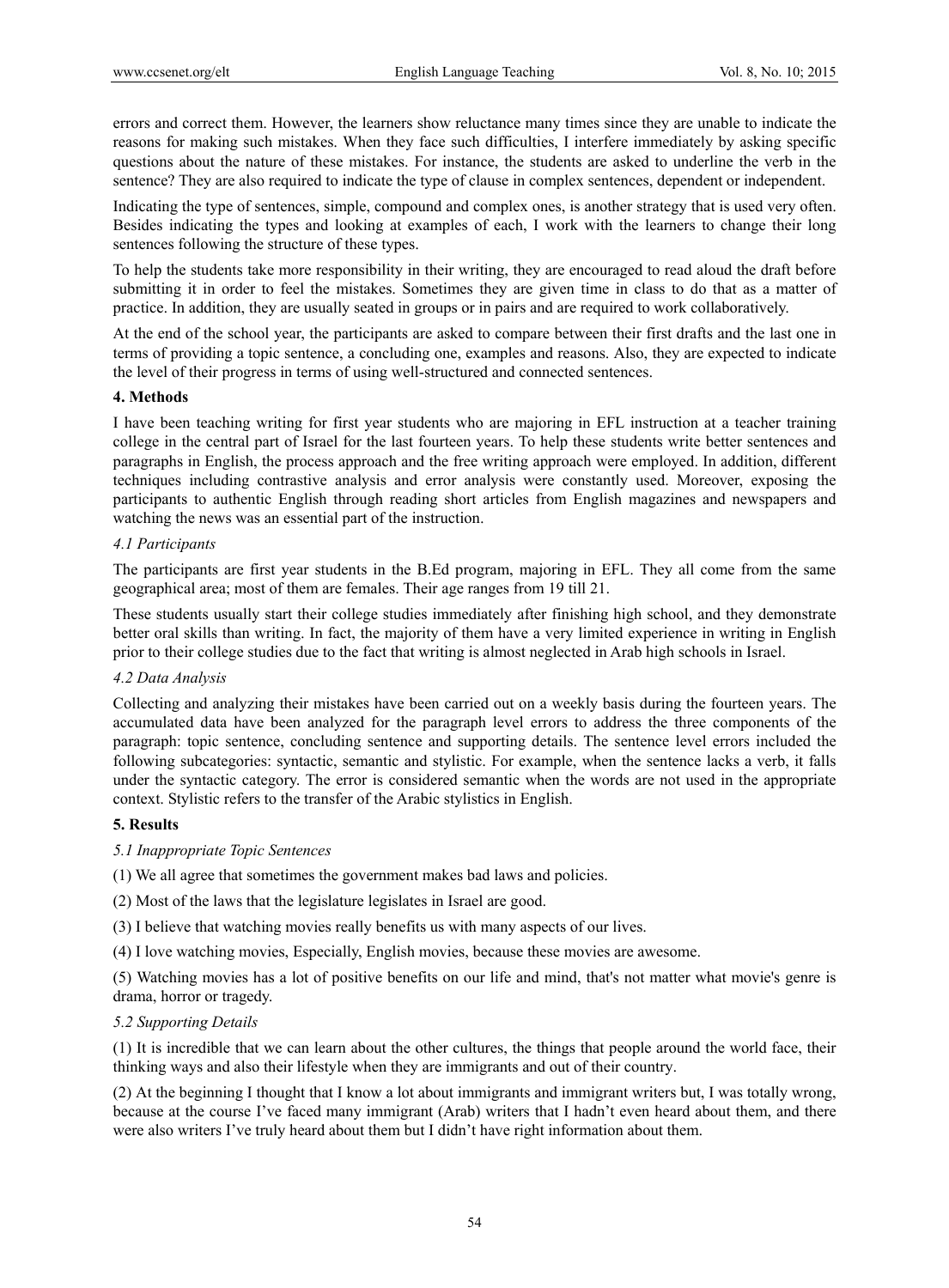errors and correct them. However, the learners show reluctance many times since they are unable to indicate the reasons for making such mistakes. When they face such difficulties, I interfere immediately by asking specific questions about the nature of these mistakes. For instance, the students are asked to underline the verb in the sentence? They are also required to indicate the type of clause in complex sentences, dependent or independent.

Indicating the type of sentences, simple, compound and complex ones, is another strategy that is used very often. Besides indicating the types and looking at examples of each, I work with the learners to change their long sentences following the structure of these types.

To help the students take more responsibility in their writing, they are encouraged to read aloud the draft before submitting it in order to feel the mistakes. Sometimes they are given time in class to do that as a matter of practice. In addition, they are usually seated in groups or in pairs and are required to work collaboratively.

At the end of the school year, the participants are asked to compare between their first drafts and the last one in terms of providing a topic sentence, a concluding one, examples and reasons. Also, they are expected to indicate the level of their progress in terms of using well-structured and connected sentences.

## 4. Methods

I have been teaching writing for first year students who are majoring in EFL instruction at a teacher training college in the central part of Israel for the last fourteen years. To help these students write better sentences and paragraphs in English, the process approach and the free writing approach were employed. In addition, different techniques including contrastive analysis and error analysis were constantly used. Moreover, exposing the participants to authentic English through reading short articles from English magazines and newspapers and watching the news was an essential part of the instruction.

### *4.1 Participants*

The participants are first year students in the B.Ed program, majoring in EFL. They all come from the same geographical area; most of them are females. Their age ranges from 19 till 21.

These students usually start their college studies immediately after finishing high school, and they demonstrate better oral skills than writing. In fact, the majority of them have a very limited experience in writing in English prior to their college studies due to the fact that writing is almost neglected in Arab high schools in Israel.

### *4.2 Data Analysis*

Collecting and analyzing their mistakes have been carried out on a weekly basis during the fourteen years. The accumulated data have been analyzed for the paragraph level errors to address the three components of the paragraph: topic sentence, concluding sentence and supporting details. The sentence level errors included the following subcategories: syntactic, semantic and stylistic. For example, when the sentence lacks a verb, it falls under the syntactic category. The error is considered semantic when the words are not used in the appropriate context. Stylistic refers to the transfer of the Arabic stylistics in English.

## 5. Results

### *5.1 Inappropriate Topic Sentences*

(1) We all agree that sometimes the government makes bad laws and policies.

(2) Most of the laws that the legislature legislates in Israel are good.

(3) I believe that watching movies really benefits us with many aspects of our lives.

(4) I love watching movies, Especially, English movies, because these movies are awesome.

(5) Watching movies has a lot of positive benefits on our life and mind, that's not matter what movie's genre is drama, horror or tragedy.

### *5.2 Supporting Details*

(1) It is incredible that we can learn about the other cultures, the things that people around the world face, their thinking ways and also their lifestyle when they are immigrants and out of their country.

(2) At the beginning I thought that I know a lot about immigrants and immigrant writers but, I was totally wrong, because at the course I've faced many immigrant (Arab) writers that I hadn't even heard about them, and there were also writers I've truly heard about them but I didn't have right information about them.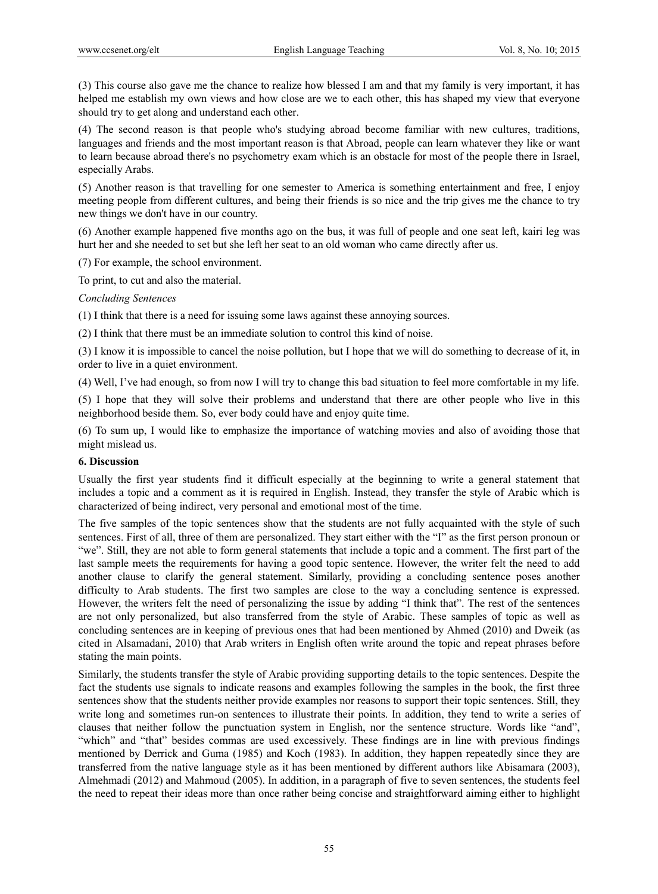(3) This course also gave me the chance to realize how blessed I am and that my family is very important, it has helped me establish my own views and how close are we to each other, this has shaped my view that everyone should try to get along and understand each other.

(4) The second reason is that people who's studying abroad become familiar with new cultures, traditions, languages and friends and the most important reason is that Abroad, people can learn whatever they like or want to learn because abroad there's no psychometry exam which is an obstacle for most of the people there in Israel, especially Arabs.

(5) Another reason is that travelling for one semester to America is something entertainment and free, I enjoy meeting people from different cultures, and being their friends is so nice and the trip gives me the chance to try new things we don't have in our country.

(6) Another example happened five months ago on the bus, it was full of people and one seat left, kairi leg was hurt her and she needed to set but she left her seat to an old woman who came directly after us.

(7) For example, the school environment.

To print, to cut and also the material.

*Concluding Sentences*

(1) I think that there is a need for issuing some laws against these annoying sources.

(2) I think that there must be an immediate solution to control this kind of noise.

(3) I know it is impossible to cancel the noise pollution, but I hope that we will do something to decrease of it, in order to live in a quiet environment.

(4) Well, I've had enough, so from now I will try to change this bad situation to feel more comfortable in my life.

(5) I hope that they will solve their problems and understand that there are other people who live in this neighborhood beside them. So, ever body could have and enjoy quite time.

(6) To sum up, I would like to emphasize the importance of watching movies and also of avoiding those that might mislead us.

## 6. Discussion

Usually the first year students find it difficult especially at the beginning to write a general statement that includes a topic and a comment as it is required in English. Instead, they transfer the style of Arabic which is characterized of being indirect, very personal and emotional most of the time.

The five samples of the topic sentences show that the students are not fully acquainted with the style of such sentences. First of all, three of them are personalized. They start either with the "I" as the first person pronoun or "we". Still, they are not able to form general statements that include a topic and a comment. The first part of the last sample meets the requirements for having a good topic sentence. However, the writer felt the need to add another clause to clarify the general statement. Similarly, providing a concluding sentence poses another difficulty to Arab students. The first two samples are close to the way a concluding sentence is expressed. However, the writers felt the need of personalizing the issue by adding "I think that". The rest of the sentences are not only personalized, but also transferred from the style of Arabic. These samples of topic as well as concluding sentences are in keeping of previous ones that had been mentioned by Ahmed (2010) and Dweik (as cited in Alsamadani, 2010) that Arab writers in English often write around the topic and repeat phrases before stating the main points.

Similarly, the students transfer the style of Arabic providing supporting details to the topic sentences. Despite the fact the students use signals to indicate reasons and examples following the samples in the book, the first three sentences show that the students neither provide examples nor reasons to support their topic sentences. Still, they write long and sometimes run-on sentences to illustrate their points. In addition, they tend to write a series of clauses that neither follow the punctuation system in English, nor the sentence structure. Words like "and", "which" and "that" besides commas are used excessively. These findings are in line with previous findings mentioned by Derrick and Guma (1985) and Koch (1983). In addition, they happen repeatedly since they are transferred from the native language style as it has been mentioned by different authors like Abisamara (2003), Almehmadi (2012) and Mahmoud (2005). In addition, in a paragraph of five to seven sentences, the students feel the need to repeat their ideas more than once rather being concise and straightforward aiming either to highlight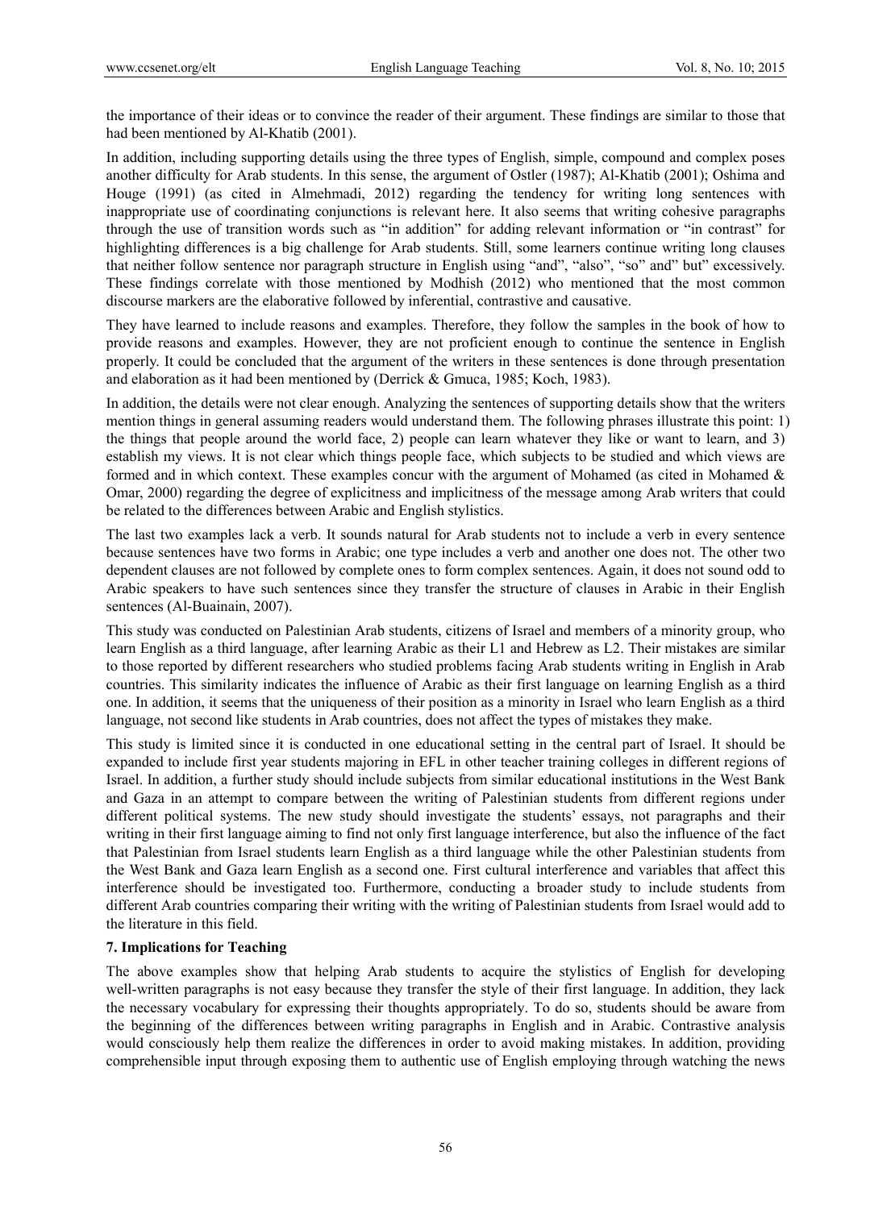the importance of their ideas or to convince the reader of their argument. These findings are similar to those that had been mentioned by Al-Khatib (2001).

In addition, including supporting details using the three types of English, simple, compound and complex poses another difficulty for Arab students. In this sense, the argument of Ostler (1987); Al-Khatib (2001); Oshima and Houge (1991) (as cited in Almehmadi, 2012) regarding the tendency for writing long sentences with inappropriate use of coordinating conjunctions is relevant here. It also seems that writing cohesive paragraphs through the use of transition words such as "in addition" for adding relevant information or "in contrast" for highlighting differences is a big challenge for Arab students. Still, some learners continue writing long clauses that neither follow sentence nor paragraph structure in English using "and", "also", "so" and" but" excessively. These findings correlate with those mentioned by Modhish (2012) who mentioned that the most common discourse markers are the elaborative followed by inferential, contrastive and causative.

They have learned to include reasons and examples. Therefore, they follow the samples in the book of how to provide reasons and examples. However, they are not proficient enough to continue the sentence in English properly. It could be concluded that the argument of the writers in these sentences is done through presentation and elaboration as it had been mentioned by (Derrick & Gmuca, 1985; Koch, 1983).

In addition, the details were not clear enough. Analyzing the sentences of supporting details show that the writers mention things in general assuming readers would understand them. The following phrases illustrate this point: 1) the things that people around the world face, 2) people can learn whatever they like or want to learn, and 3) establish my views. It is not clear which things people face, which subjects to be studied and which views are formed and in which context. These examples concur with the argument of Mohamed (as cited in Mohamed & Omar, 2000) regarding the degree of explicitness and implicitness of the message among Arab writers that could be related to the differences between Arabic and English stylistics.

The last two examples lack a verb. It sounds natural for Arab students not to include a verb in every sentence because sentences have two forms in Arabic; one type includes a verb and another one does not. The other two dependent clauses are not followed by complete ones to form complex sentences. Again, it does not sound odd to Arabic speakers to have such sentences since they transfer the structure of clauses in Arabic in their English sentences (Al-Buainain, 2007).

This study was conducted on Palestinian Arab students, citizens of Israel and members of a minority group, who learn English as a third language, after learning Arabic as their L1 and Hebrew as L2. Their mistakes are similar to those reported by different researchers who studied problems facing Arab students writing in English in Arab countries. This similarity indicates the influence of Arabic as their first language on learning English as a third one. In addition, it seems that the uniqueness of their position as a minority in Israel who learn English as a third language, not second like students in Arab countries, does not affect the types of mistakes they make.

This study is limited since it is conducted in one educational setting in the central part of Israel. It should be expanded to include first year students majoring in EFL in other teacher training colleges in different regions of Israel. In addition, a further study should include subjects from similar educational institutions in the West Bank and Gaza in an attempt to compare between the writing of Palestinian students from different regions under different political systems. The new study should investigate the students' essays, not paragraphs and their writing in their first language aiming to find not only first language interference, but also the influence of the fact that Palestinian from Israel students learn English as a third language while the other Palestinian students from the West Bank and Gaza learn English as a second one. First cultural interference and variables that affect this interference should be investigated too. Furthermore, conducting a broader study to include students from different Arab countries comparing their writing with the writing of Palestinian students from Israel would add to the literature in this field.

### 7. Implications for Teaching

The above examples show that helping Arab students to acquire the stylistics of English for developing well-written paragraphs is not easy because they transfer the style of their first language. In addition, they lack the necessary vocabulary for expressing their thoughts appropriately. To do so, students should be aware from the beginning of the differences between writing paragraphs in English and in Arabic. Contrastive analysis would consciously help them realize the differences in order to avoid making mistakes. In addition, providing comprehensible input through exposing them to authentic use of English employing through watching the news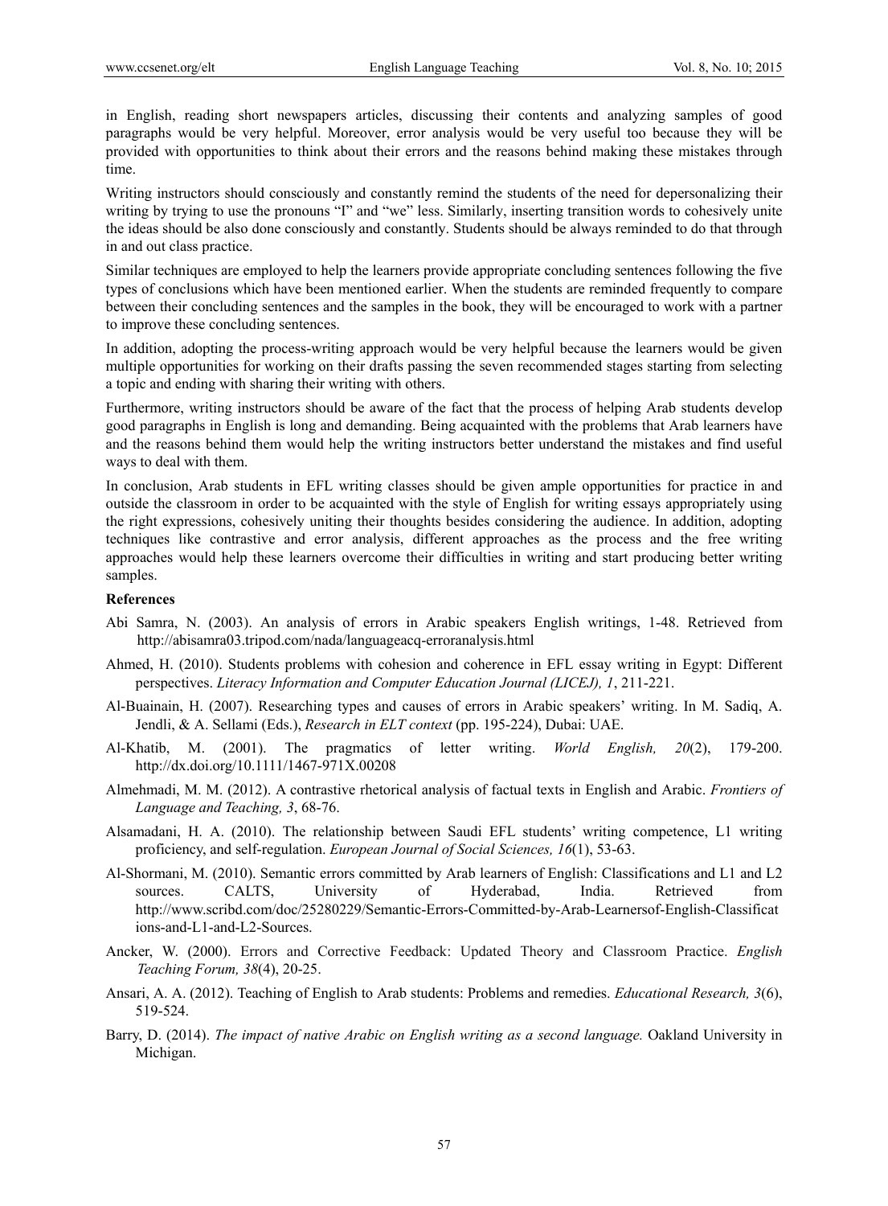in English, reading short newspapers articles, discussing their contents and analyzing samples of good paragraphs would be very helpful. Moreover, error analysis would be very useful too because they will be provided with opportunities to think about their errors and the reasons behind making these mistakes through time.

Writing instructors should consciously and constantly remind the students of the need for depersonalizing their writing by trying to use the pronouns "I" and "we" less. Similarly, inserting transition words to cohesively unite the ideas should be also done consciously and constantly. Students should be always reminded to do that through in and out class practice.

Similar techniques are employed to help the learners provide appropriate concluding sentences following the five types of conclusions which have been mentioned earlier. When the students are reminded frequently to compare between their concluding sentences and the samples in the book, they will be encouraged to work with a partner to improve these concluding sentences.

In addition, adopting the process-writing approach would be very helpful because the learners would be given multiple opportunities for working on their drafts passing the seven recommended stages starting from selecting a topic and ending with sharing their writing with others.

Furthermore, writing instructors should be aware of the fact that the process of helping Arab students develop good paragraphs in English is long and demanding. Being acquainted with the problems that Arab learners have and the reasons behind them would help the writing instructors better understand the mistakes and find useful ways to deal with them.

In conclusion, Arab students in EFL writing classes should be given ample opportunities for practice in and outside the classroom in order to be acquainted with the style of English for writing essays appropriately using the right expressions, cohesively uniting their thoughts besides considering the audience. In addition, adopting techniques like contrastive and error analysis, different approaches as the process and the free writing approaches would help these learners overcome their difficulties in writing and start producing better writing samples.

**References**

Abi Samra, N. (2003). An analysis of errors in Arabic speakers English writings, 1-48. Retrieved from http://abisamra03.tripod.com/nada/languageacq-erroranalysis.html

Ahmed, H. (2010). Students problems with cohesion and coherence in EFL essay writing in Egypt: Different perspectives. *Literacy Information and Computer Education Journal (LICEJ), 1*, 211-221.

Al-Buainain, H. (2007). Researching types and causes of errors in Arabic speakers' writing. In M. Sadiq, A. Jendli, & A. Sellami (Eds.), *Research in ELT context* (pp. 195-224), Dubai: UAE.

Al-Khatib, M. (2001). The pragmatics of letter writing. *World English, 20*(2), 179-200. http://dx.doi.org/10.1111/1467-971X.00208

Almehmadi, M. M. (2012). A contrastive rhetorical analysis of factual texts in English and Arabic. *Frontiers of Language and Teaching, 3*, 68-76.

Alsamadani, H. A. (2010). The relationship between Saudi EFL students' writing competence, L1 writing proficiency, and self-regulation. *European Journal of Social Sciences, 16*(1), 53-63.

Al-Shormani, M. (2010). Semantic errors committed by Arab learners of English: Classifications and L1 and L2 sources. CALTS, University of Hyderabad, India. Retrieved from http://www.scribd.com/doc/25280229/Semantic-Errors-Committed-by-Arab-Learnersof-English-Classifications-and-L1-and-L2-Sources.

Ancker, W. (2000). Errors and Corrective Feedback: Updated Theory and Classroom Practice. *English Teaching Forum, 38*(4), 20-25.

Ansari, A. A. (2012). Teaching of English to Arab students: Problems and remedies. *Educational Research, 3*(6), 519-524.

Barry, D. (2014). *The impact of native Arabic on English writing as a second language.* Oakland University in Michigan.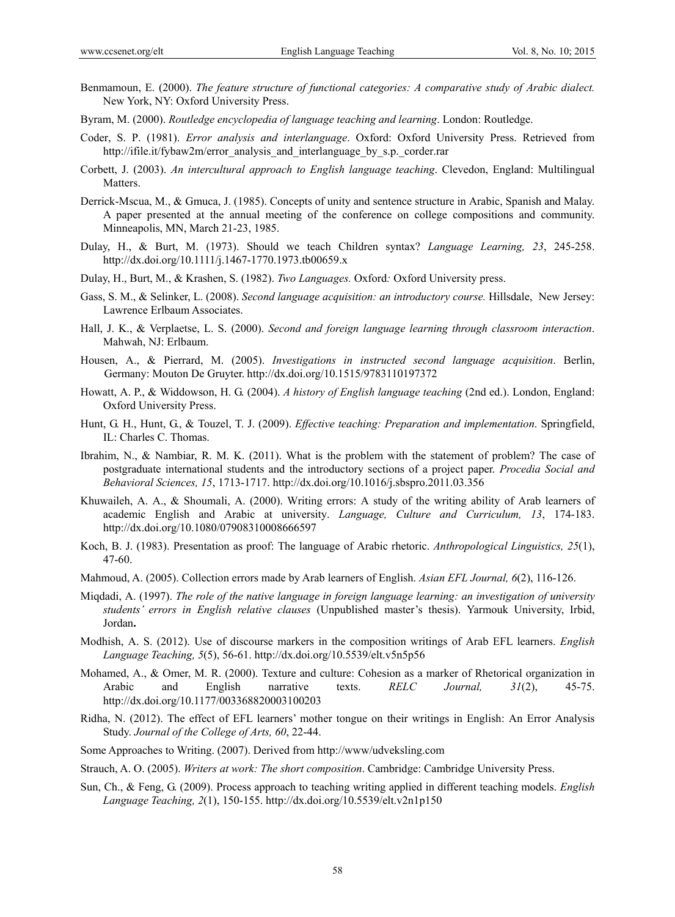Benmamoun, E. (2000). *The feature structure of functional categories: A comparative study of Arabic dialect.* New York, NY: Oxford University Press.

Byram, M. (2000). *Routledge encyclopedia of language teaching and learning*. London: Routledge.

Coder, S. P. (1981). *Error analysis and interlanguage*. Oxford: Oxford University Press. Retrieved from http://ifile.it/fybaw2m/error_analysis_and_interlanguage_by_s.p._corder.rar

Corbett, J. (2003). *An intercultural approach to English language teaching*. Clevedon, England: Multilingual Matters.

Derrick-Mscua, M., & Gmuca, J. (1985). Concepts of unity and sentence structure in Arabic, Spanish and Malay. A paper presented at the annual meeting of the conference on college compositions and community. Minneapolis, MN, March 21-23, 1985.

Dulay, H., & Burt, M. (1973). Should we teach Children syntax? *Language Learning, 23*, 245-258. http://dx.doi.org/10.1111/j.1467-1770.1973.tb00659.x

Dulay, H., Burt, M., & Krashen, S. (1982). *Two Languages.* Oxford*:* Oxford University press.

Gass, S. M., & Selinker, L. (2008). *Second language acquisition: an introductory course.* Hillsdale, New Jersey: Lawrence Erlbaum Associates.

Hall, J. K., & Verplaetse, L. S. (2000). *Second and foreign language learning through classroom interaction*. Mahwah, NJ: Erlbaum.

Housen, A., & Pierrard, M. (2005). *Investigations in instructed second language acquisition*. Berlin, Germany: Mouton De Gruyter. http://dx.doi.org/10.1515/9783110197372

Howatt, A. P., & Widdowson, H. G. (2004). *A history of English language teaching* (2nd ed.). London, England: Oxford University Press.

Hunt, G. H., Hunt, G., & Touzel, T. J. (2009). *Effective teaching: Preparation and implementation*. Springfield, IL: Charles C. Thomas.

Ibrahim, N., & Nambiar, R. M. K. (2011). What is the problem with the statement of problem? The case of postgraduate international students and the introductory sections of a project paper. *Procedia Social and Behavioral Sciences, 15*, 1713-1717. http://dx.doi.org/10.1016/j.sbspro.2011.03.356

Khuwaileh, A. A., & Shoumali, A. (2000). Writing errors: A study of the writing ability of Arab learners of academic English and Arabic at university. *Language, Culture and Curriculum, 13*, 174-183. http://dx.doi.org/10.1080/07908310008666597

Koch, B. J. (1983). Presentation as proof: The language of Arabic rhetoric. *Anthropological Linguistics, 25*(1), 47-60.

Mahmoud, A. (2005). Collection errors made by Arab learners of English. *Asian EFL Journal, 6*(2), 116-126.

Miqdadi, A. (1997). *The role of the native language in foreign language learning: an investigation of university students' errors in English relative clauses* (Unpublished master's thesis). Yarmouk University, Irbid, Jordan**.**

Modhish, A. S. (2012). Use of discourse markers in the composition writings of Arab EFL learners. *English Language Teaching, 5*(5), 56-61. http://dx.doi.org/10.5539/elt.v5n5p56

Mohamed, A., & Omer, M. R. (2000). Texture and culture: Cohesion as a marker of Rhetorical organization in Arabic and English narrative texts. *RELC Journal, 31*(2), 45-75. http://dx.doi.org/10.1177/003368820003100203

Ridha, N. (2012). The effect of EFL learners' mother tongue on their writings in English: An Error Analysis Study. *Journal of the College of Arts, 60*, 22-44.

Some Approaches to Writing. (2007). Derived from http://www/udveksling.com

Strauch, A. O. (2005). *Writers at work: The short composition*. Cambridge: Cambridge University Press.

Sun, Ch., & Feng, G. (2009). Process approach to teaching writing applied in different teaching models. *English Language Teaching, 2*(1), 150-155. http://dx.doi.org/10.5539/elt.v2n1p150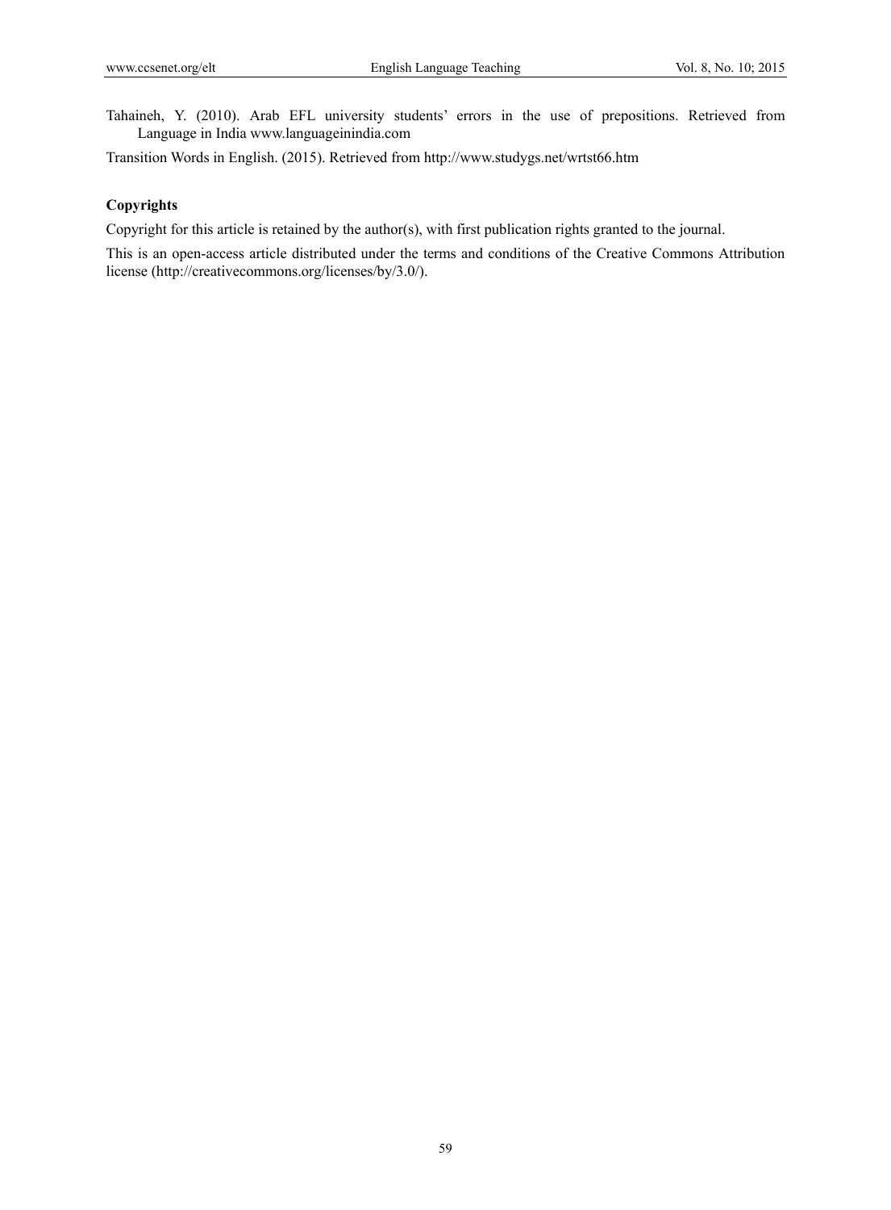Tahaineh, Y. (2010). Arab EFL university students' errors in the use of prepositions. Retrieved from Language in India www.languageinindia.com

Transition Words in English. (2015). Retrieved from http://www.studygs.net/wrtst66.htm

**Copyrights**

Copyright for this article is retained by the author(s), with first publication rights granted to the journal.

This is an open-access article distributed under the terms and conditions of the Creative Commons Attribution license (http://creativecommons.org/licenses/by/3.0/).